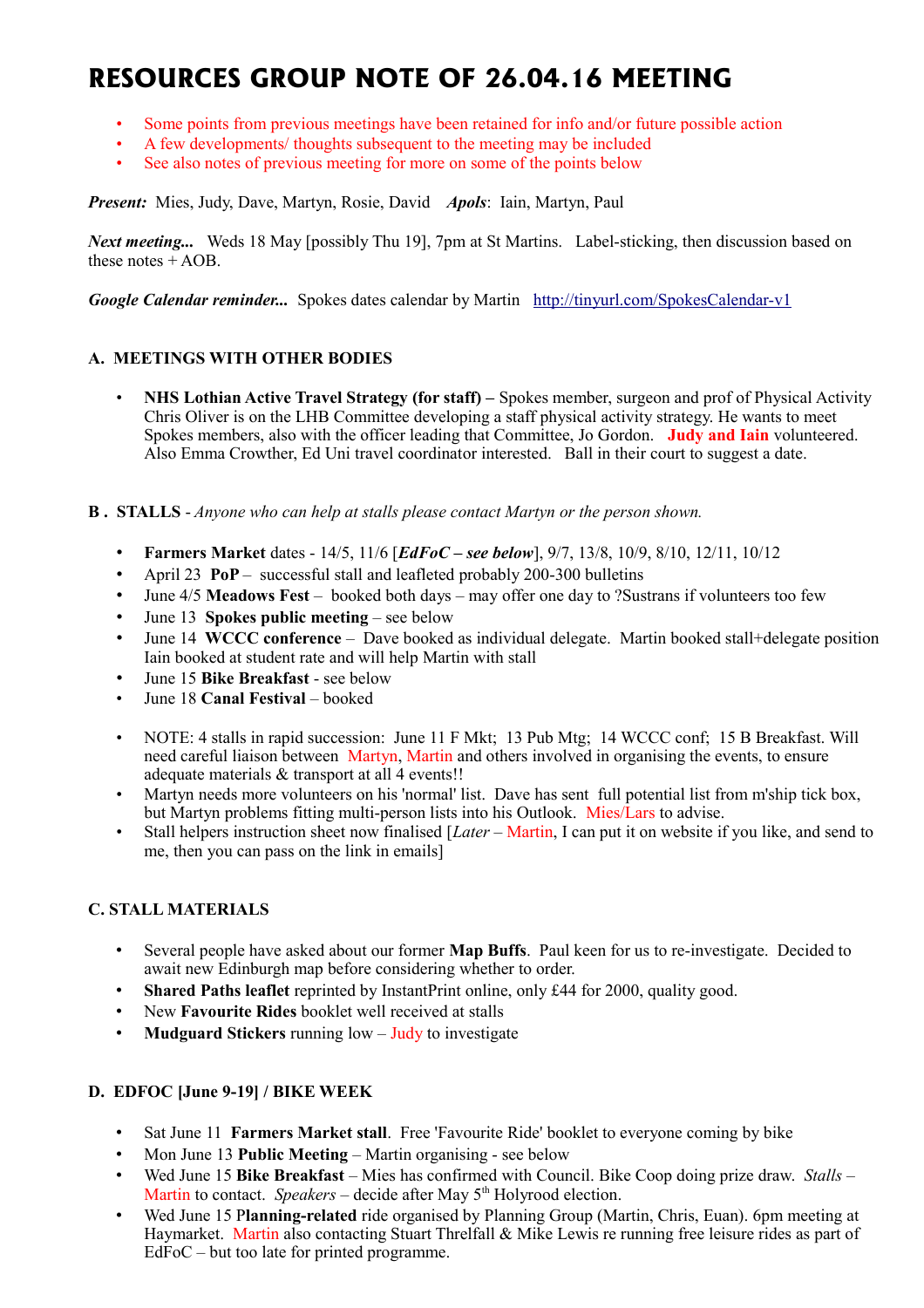# RESOURCES GROUP NOTE OF 26.04.16 MEETING

- Some points from previous meetings have been retained for info and/or future possible action
- A few developments/ thoughts subsequent to the meeting may be included
- See also notes of previous meeting for more on some of the points below

***Present:*** Mies, Judy, Dave, Martyn, Rosie, David ***Apols***: Iain, Martyn, Paul

***Next meeting...*** Weds 18 May [possibly Thu 19], 7pm at St Martins. Label-sticking, then discussion based on these notes + AOB.

***Google Calendar reminder...*** Spokes dates calendar by Martin http://tinyurl.com/SpokesCalendar-v1

**A. MEETINGS WITH OTHER BODIES**

- **NHS Lothian Active Travel Strategy (for staff) –** Spokes member, surgeon and prof of Physical Activity Chris Oliver is on the LHB Committee developing a staff physical activity strategy. He wants to meet Spokes members, also with the officer leading that Committee, Jo Gordon. **Judy and Iain** volunteered. Also Emma Crowther, Ed Uni travel coordinator interested. Ball in their court to suggest a date.

**B . STALLS** - *Anyone who can help at stalls please contact Martyn or the person shown.*

- **Farmers Market** dates - 14/5, 11/6 [***EdFoC – see below***], 9/7, 13/8, 10/9, 8/10, 12/11, 10/12
- April 23 **PoP** – successful stall and leafleted probably 200-300 bulletins
- June 4/5 **Meadows Fest** – booked both days – may offer one day to ?Sustrans if volunteers too few
- June 13 **Spokes public meeting** – see below
- June 14 **WCCC conference** – Dave booked as individual delegate. Martin booked stall+delegate position Iain booked at student rate and will help Martin with stall
- June 15 **Bike Breakfast** - see below
- June 18 **Canal Festival** – booked

- NOTE: 4 stalls in rapid succession: June 11 F Mkt; 13 Pub Mtg; 14 WCCC conf; 15 B Breakfast. Will need careful liaison between Martyn, Martin and others involved in organising the events, to ensure adequate materials & transport at all 4 events!!
- Martyn needs more volunteers on his 'normal' list. Dave has sent full potential list from m'ship tick box, but Martyn problems fitting multi-person lists into his Outlook. Mies/Lars to advise.
- Stall helpers instruction sheet now finalised [*Later* – Martin, I can put it on website if you like, and send to me, then you can pass on the link in emails]

**C. STALL MATERIALS**

- Several people have asked about our former **Map Buffs**. Paul keen for us to re-investigate. Decided to await new Edinburgh map before considering whether to order.
- **Shared Paths leaflet** reprinted by InstantPrint online, only £44 for 2000, quality good.
- New **Favourite Rides** booklet well received at stalls
- **Mudguard Stickers** running low – Judy to investigate

**D. EDFOC [June 9-19] / BIKE WEEK**

- Sat June 11 **Farmers Market stall**. Free 'Favourite Ride' booklet to everyone coming by bike
- Mon June 13 **Public Meeting** – Martin organising - see below
- Wed June 15 **Bike Breakfast** – Mies has confirmed with Council. Bike Coop doing prize draw. *Stalls* – Martin to contact. *Speakers* – decide after May 5th Holyrood election.
- Wed June 15 **Planning-related** ride organised by Planning Group (Martin, Chris, Euan). 6pm meeting at Haymarket. Martin also contacting Stuart Threlfall & Mike Lewis re running free leisure rides as part of EdFoC – but too late for printed programme.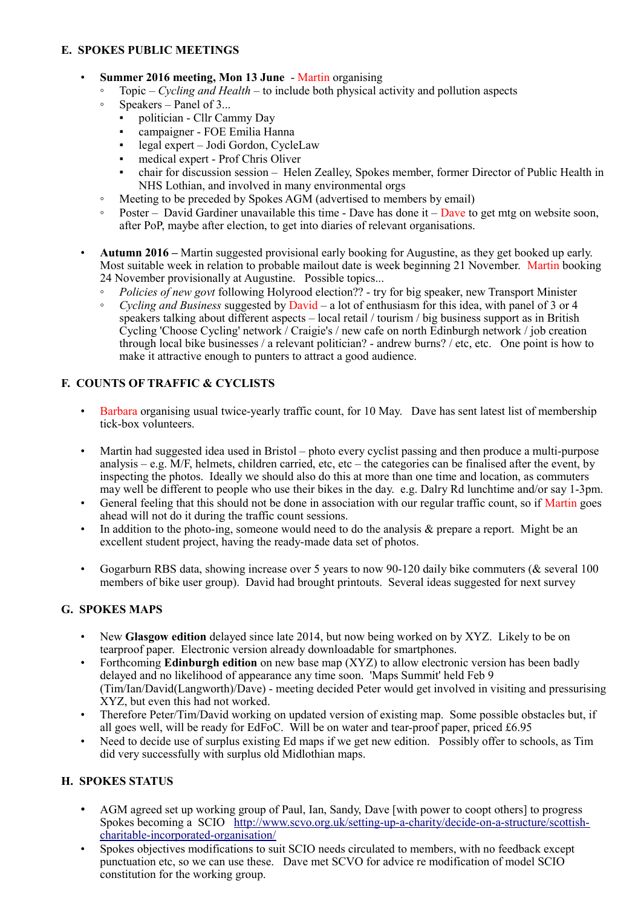## E. SPOKES PUBLIC MEETINGS

- **Summer 2016 meeting, Mon 13 June** - Martin organising
  - Topic – *Cycling and Health* – to include both physical activity and pollution aspects
  - Speakers – Panel of 3...
    - politician - Cllr Cammy Day
    - campaigner - FOE Emilia Hanna
    - legal expert – Jodi Gordon, CycleLaw
    - medical expert - Prof Chris Oliver
    - chair for discussion session – Helen Zealley, Spokes member, former Director of Public Health in NHS Lothian, and involved in many environmental orgs
  - Meeting to be preceded by Spokes AGM (advertised to members by email)
  - Poster – David Gardiner unavailable this time - Dave has done it – Dave to get mtg on website soon, after PoP, maybe after election, to get into diaries of relevant organisations.

- **Autumn 2016 –** Martin suggested provisional early booking for Augustine, as they get booked up early. Most suitable week in relation to probable mailout date is week beginning 21 November. Martin booking 24 November provisionally at Augustine. Possible topics...
  - *Policies of new govt* following Holyrood election?? - try for big speaker, new Transport Minister
  - *Cycling and Business* suggested by David – a lot of enthusiasm for this idea, with panel of 3 or 4 speakers talking about different aspects – local retail / tourism / big business support as in British Cycling 'Choose Cycling' network / Craigie's / new cafe on north Edinburgh network / job creation through local bike businesses / a relevant politician? - andrew burns? / etc, etc. One point is how to make it attractive enough to punters to attract a good audience.

## F. COUNTS OF TRAFFIC & CYCLISTS

- Barbara organising usual twice-yearly traffic count, for 10 May. Dave has sent latest list of membership tick-box volunteers.

- Martin had suggested idea used in Bristol – photo every cyclist passing and then produce a multi-purpose analysis – e.g. M/F, helmets, children carried, etc, etc – the categories can be finalised after the event, by inspecting the photos. Ideally we should also do this at more than one time and location, as commuters may well be different to people who use their bikes in the day. e.g. Dalry Rd lunchtime and/or say 1-3pm.
- General feeling that this should not be done in association with our regular traffic count, so if Martin goes ahead will not do it during the traffic count sessions.
- In addition to the photo-ing, someone would need to do the analysis & prepare a report. Might be an excellent student project, having the ready-made data set of photos.

- Gogarburn RBS data, showing increase over 5 years to now 90-120 daily bike commuters (& several 100 members of bike user group). David had brought printouts. Several ideas suggested for next survey

## G. SPOKES MAPS

- New **Glasgow edition** delayed since late 2014, but now being worked on by XYZ. Likely to be on tearproof paper. Electronic version already downloadable for smartphones.
- Forthcoming **Edinburgh edition** on new base map (XYZ) to allow electronic version has been badly delayed and no likelihood of appearance any time soon. 'Maps Summit' held Feb 9 (Tim/Ian/David(Langworth)/Dave) - meeting decided Peter would get involved in visiting and pressurising XYZ, but even this had not worked.
- Therefore Peter/Tim/David working on updated version of existing map. Some possible obstacles but, if all goes well, will be ready for EdFoC. Will be on water and tear-proof paper, priced £6.95
- Need to decide use of surplus existing Ed maps if we get new edition. Possibly offer to schools, as Tim did very successfully with surplus old Midlothian maps.

## H. SPOKES STATUS

- AGM agreed set up working group of Paul, Ian, Sandy, Dave [with power to coopt others] to progress Spokes becoming a SCIO http://www.scvo.org.uk/setting-up-a-charity/decide-on-a-structure/scottish-charitable-incorporated-organisation/
- Spokes objectives modifications to suit SCIO needs circulated to members, with no feedback except punctuation etc, so we can use these. Dave met SCVO for advice re modification of model SCIO constitution for the working group.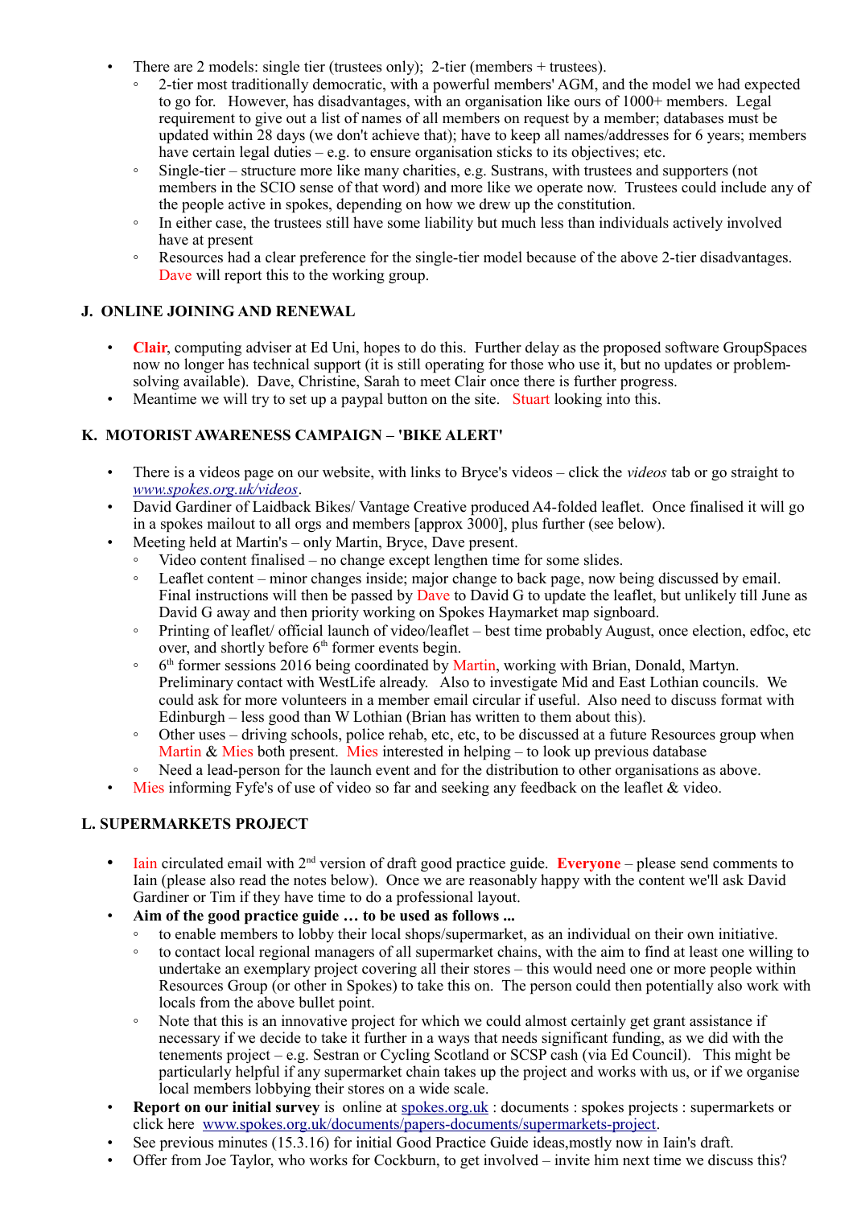- There are 2 models: single tier (trustees only); 2-tier (members + trustees).
  - 2-tier most traditionally democratic, with a powerful members' AGM, and the model we had expected to go for. However, has disadvantages, with an organisation like ours of 1000+ members. Legal requirement to give out a list of names of all members on request by a member; databases must be updated within 28 days (we don't achieve that); have to keep all names/addresses for 6 years; members have certain legal duties – e.g. to ensure organisation sticks to its objectives; etc.
  - Single-tier – structure more like many charities, e.g. Sustrans, with trustees and supporters (not members in the SCIO sense of that word) and more like we operate now. Trustees could include any of the people active in spokes, depending on how we drew up the constitution.
  - In either case, the trustees still have some liability but much less than individuals actively involved have at present
  - Resources had a clear preference for the single-tier model because of the above 2-tier disadvantages. Dave will report this to the working group.

### J. ONLINE JOINING AND RENEWAL

- **Clair**, computing adviser at Ed Uni, hopes to do this. Further delay as the proposed software GroupSpaces now no longer has technical support (it is still operating for those who use it, but no updates or problem-solving available). Dave, Christine, Sarah to meet Clair once there is further progress.
- Meantime we will try to set up a paypal button on the site. Stuart looking into this.

### K. MOTORIST AWARENESS CAMPAIGN – 'BIKE ALERT'

- There is a videos page on our website, with links to Bryce's videos – click the *videos* tab or go straight to *www.spokes.org.uk/videos*.
- David Gardiner of Laidback Bikes/ Vantage Creative produced A4-folded leaflet. Once finalised it will go in a spokes mailout to all orgs and members [approx 3000], plus further (see below).
- Meeting held at Martin's – only Martin, Bryce, Dave present.
  - Video content finalised – no change except lengthen time for some slides.
  - Leaflet content – minor changes inside; major change to back page, now being discussed by email. Final instructions will then be passed by Dave to David G to update the leaflet, but unlikely till June as David G away and then priority working on Spokes Haymarket map signboard.
  - Printing of leaflet/ official launch of video/leaflet – best time probably August, once election, edfoc, etc over, and shortly before 6th former events begin.
  - 6th former sessions 2016 being coordinated by Martin, working with Brian, Donald, Martyn. Preliminary contact with WestLife already. Also to investigate Mid and East Lothian councils. We could ask for more volunteers in a member email circular if useful. Also need to discuss format with Edinburgh – less good than W Lothian (Brian has written to them about this).
  - Other uses – driving schools, police rehab, etc, etc, to be discussed at a future Resources group when Martin & Mies both present. Mies interested in helping – to look up previous database
  - Need a lead-person for the launch event and for the distribution to other organisations as above.
- Mies informing Fyfe's of use of video so far and seeking any feedback on the leaflet & video.

### L. SUPERMARKETS PROJECT

- Iain circulated email with 2nd version of draft good practice guide. **Everyone** – please send comments to Iain (please also read the notes below). Once we are reasonably happy with the content we'll ask David Gardiner or Tim if they have time to do a professional layout.
- **Aim of the good practice guide … to be used as follows ...**
  - to enable members to lobby their local shops/supermarket, as an individual on their own initiative.
  - to contact local regional managers of all supermarket chains, with the aim to find at least one willing to undertake an exemplary project covering all their stores – this would need one or more people within Resources Group (or other in Spokes) to take this on. The person could then potentially also work with locals from the above bullet point.
  - Note that this is an innovative project for which we could almost certainly get grant assistance if necessary if we decide to take it further in a ways that needs significant funding, as we did with the tenements project – e.g. Sestran or Cycling Scotland or SCSP cash (via Ed Council). This might be particularly helpful if any supermarket chain takes up the project and works with us, or if we organise local members lobbying their stores on a wide scale.
- **Report on our initial survey** is online at spokes.org.uk : documents : spokes projects : supermarkets or click here www.spokes.org.uk/documents/papers-documents/supermarkets-project.
- See previous minutes (15.3.16) for initial Good Practice Guide ideas,mostly now in Iain's draft.
- Offer from Joe Taylor, who works for Cockburn, to get involved – invite him next time we discuss this?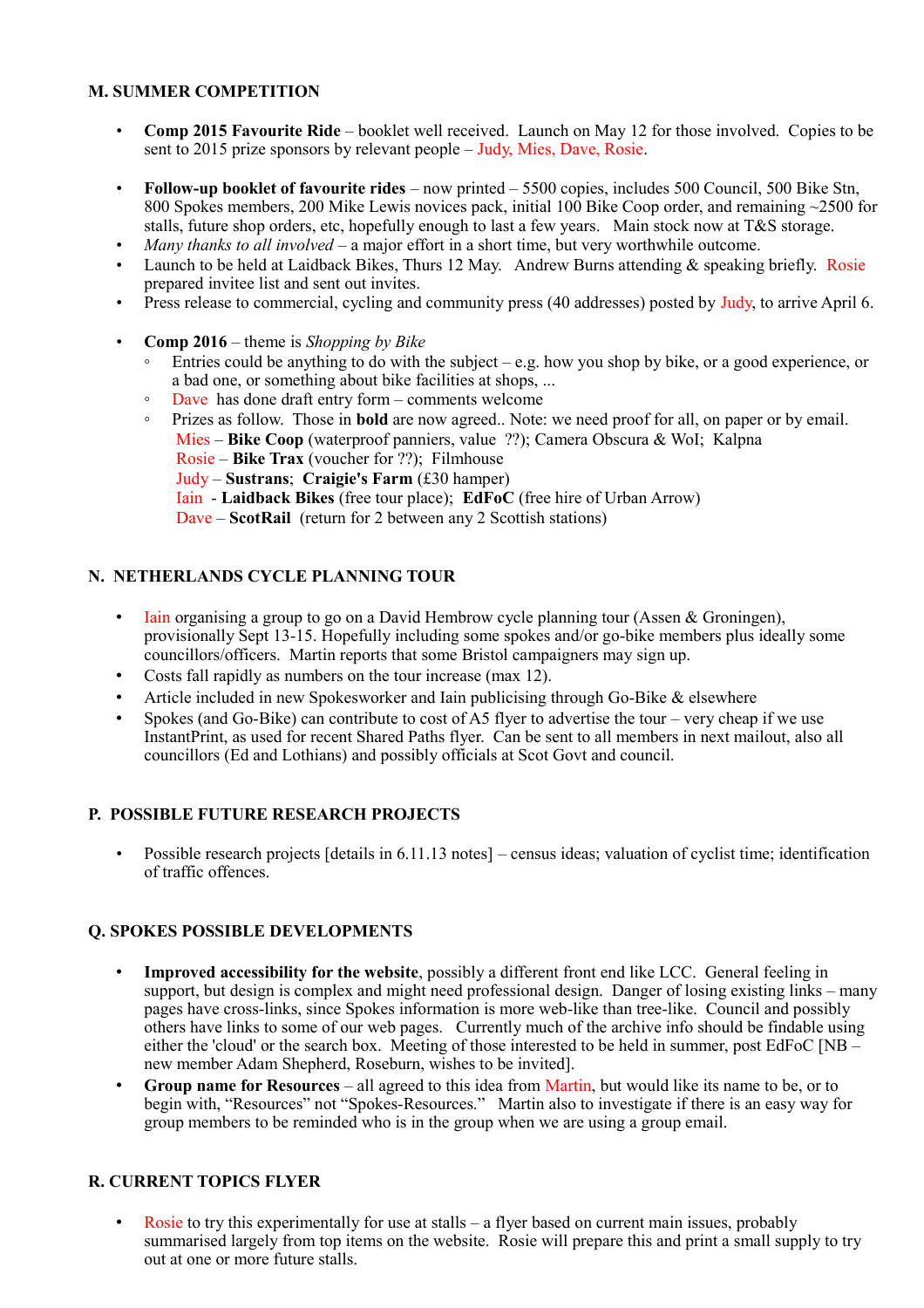## M. SUMMER COMPETITION

- **Comp 2015 Favourite Ride** – booklet well received. Launch on May 12 for those involved. Copies to be sent to 2015 prize sponsors by relevant people – Judy, Mies, Dave, Rosie.

- **Follow-up booklet of favourite rides** – now printed – 5500 copies, includes 500 Council, 500 Bike Stn, 800 Spokes members, 200 Mike Lewis novices pack, initial 100 Bike Coop order, and remaining ~2500 for stalls, future shop orders, etc, hopefully enough to last a few years. Main stock now at T&S storage.
- *Many thanks to all involved* – a major effort in a short time, but very worthwhile outcome.
- Launch to be held at Laidback Bikes, Thurs 12 May. Andrew Burns attending & speaking briefly. Rosie prepared invitee list and sent out invites.
- Press release to commercial, cycling and community press (40 addresses) posted by Judy, to arrive April 6.

- **Comp 2016** – theme is *Shopping by Bike*
  - Entries could be anything to do with the subject – e.g. how you shop by bike, or a good experience, or a bad one, or something about bike facilities at shops, ...
  - Dave has done draft entry form – comments welcome
  - Prizes as follow. Those in **bold** are now agreed.. Note: we need proof for all, on paper or by email.
    Mies – **Bike Coop** (waterproof panniers, value ??); Camera Obscura & WoI; Kalpna
    Rosie – **Bike Trax** (voucher for ??); Filmhouse
    Judy – **Sustrans**; **Craigie's Farm** (£30 hamper)
    Iain - **Laidback Bikes** (free tour place); **EdFoC** (free hire of Urban Arrow)
    Dave – **ScotRail** (return for 2 between any 2 Scottish stations)

## N. NETHERLANDS CYCLE PLANNING TOUR

- Iain organising a group to go on a David Hembrow cycle planning tour (Assen & Groningen), provisionally Sept 13-15. Hopefully including some spokes and/or go-bike members plus ideally some councillors/officers. Martin reports that some Bristol campaigners may sign up.
- Costs fall rapidly as numbers on the tour increase (max 12).
- Article included in new Spokesworker and Iain publicising through Go-Bike & elsewhere
- Spokes (and Go-Bike) can contribute to cost of A5 flyer to advertise the tour – very cheap if we use InstantPrint, as used for recent Shared Paths flyer. Can be sent to all members in next mailout, also all councillors (Ed and Lothians) and possibly officials at Scot Govt and council.

## P. POSSIBLE FUTURE RESEARCH PROJECTS

- Possible research projects [details in 6.11.13 notes] – census ideas; valuation of cyclist time; identification of traffic offences.

## Q. SPOKES POSSIBLE DEVELOPMENTS

- **Improved accessibility for the website**, possibly a different front end like LCC. General feeling in support, but design is complex and might need professional design. Danger of losing existing links – many pages have cross-links, since Spokes information is more web-like than tree-like. Council and possibly others have links to some of our web pages. Currently much of the archive info should be findable using either the 'cloud' or the search box. Meeting of those interested to be held in summer, post EdFoC [NB – new member Adam Shepherd, Roseburn, wishes to be invited].
- **Group name for Resources** – all agreed to this idea from Martin, but would like its name to be, or to begin with, "Resources" not "Spokes-Resources." Martin also to investigate if there is an easy way for group members to be reminded who is in the group when we are using a group email.

## R. CURRENT TOPICS FLYER

- Rosie to try this experimentally for use at stalls – a flyer based on current main issues, probably summarised largely from top items on the website. Rosie will prepare this and print a small supply to try out at one or more future stalls.